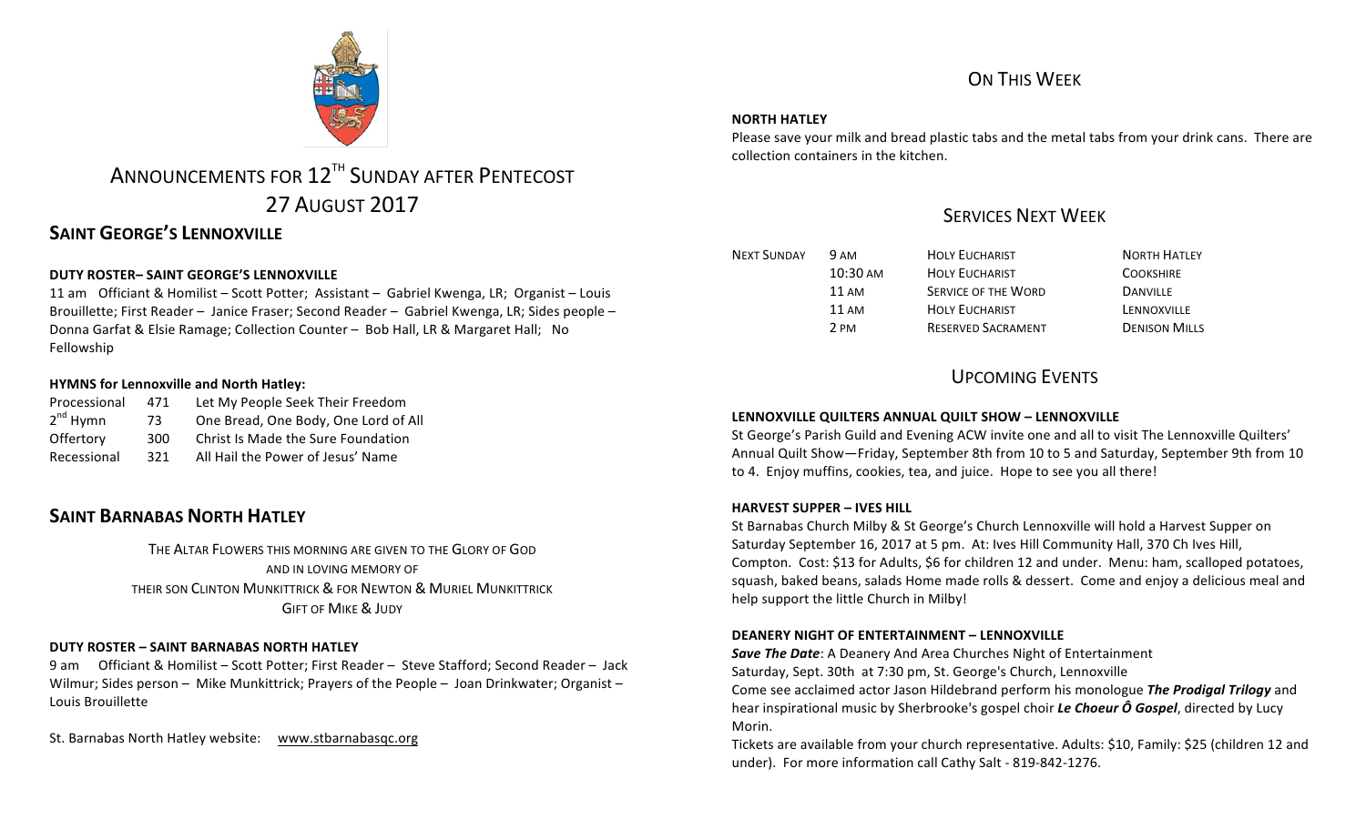# ANNOUNCEMENTS FOR 12TH SUNDAY AFTER PENTECOST
# 27 AUGUST 2017

## SAINT GEORGE'S LENNOXVILLE

**DUTY ROSTER– SAINT GEORGE'S LENNOXVILLE**

11 am Officiant & Homilist – Scott Potter; Assistant – Gabriel Kwenga, LR; Organist – Louis Brouillette; First Reader – Janice Fraser; Second Reader – Gabriel Kwenga, LR; Sides people – Donna Garfat & Elsie Ramage; Collection Counter – Bob Hall, LR & Margaret Hall; No Fellowship

**HYMNS for Lennoxville and North Hatley:**

| | | |
|---|---|---|
| Processional | 471 | Let My People Seek Their Freedom |
| 2nd Hymn | 73 | One Bread, One Body, One Lord of All |
| Offertory | 300 | Christ Is Made the Sure Foundation |
| Recessional | 321 | All Hail the Power of Jesus' Name |

## SAINT BARNABAS NORTH HATLEY

THE ALTAR FLOWERS THIS MORNING ARE GIVEN TO THE GLORY OF GOD
AND IN LOVING MEMORY OF
THEIR SON CLINTON MUNKITTRICK & FOR NEWTON & MURIEL MUNKITTRICK
GIFT OF MIKE & JUDY

**DUTY ROSTER – SAINT BARNABAS NORTH HATLEY**

9 am Officiant & Homilist – Scott Potter; First Reader – Steve Stafford; Second Reader – Jack Wilmur; Sides person – Mike Munkittrick; Prayers of the People – Joan Drinkwater; Organist – Louis Brouillette

St. Barnabas North Hatley website: www.stbarnabasqc.org

## ON THIS WEEK

**NORTH HATLEY**

Please save your milk and bread plastic tabs and the metal tabs from your drink cans. There are collection containers in the kitchen.

## SERVICES NEXT WEEK

| | | | |
|---|---|---|---|
| NEXT SUNDAY | 9 AM | HOLY EUCHARIST | NORTH HATLEY |
| | 10:30 AM | HOLY EUCHARIST | COOKSHIRE |
| | 11 AM | SERVICE OF THE WORD | DANVILLE |
| | 11 AM | HOLY EUCHARIST | LENNOXVILLE |
| | 2 PM | RESERVED SACRAMENT | DENISON MILLS |

## UPCOMING EVENTS

**LENNOXVILLE QUILTERS ANNUAL QUILT SHOW – LENNOXVILLE**

St George's Parish Guild and Evening ACW invite one and all to visit The Lennoxville Quilters' Annual Quilt Show—Friday, September 8th from 10 to 5 and Saturday, September 9th from 10 to 4. Enjoy muffins, cookies, tea, and juice. Hope to see you all there!

**HARVEST SUPPER – IVES HILL**

St Barnabas Church Milby & St George's Church Lennoxville will hold a Harvest Supper on Saturday September 16, 2017 at 5 pm. At: Ives Hill Community Hall, 370 Ch Ives Hill, Compton. Cost: $13 for Adults, $6 for children 12 and under. Menu: ham, scalloped potatoes, squash, baked beans, salads Home made rolls & dessert. Come and enjoy a delicious meal and help support the little Church in Milby!

**DEANERY NIGHT OF ENTERTAINMENT – LENNOXVILLE**

***Save The Date***: A Deanery And Area Churches Night of Entertainment
Saturday, Sept. 30th at 7:30 pm, St. George's Church, Lennoxville
Come see acclaimed actor Jason Hildebrand perform his monologue ***The Prodigal Trilogy*** and hear inspirational music by Sherbrooke's gospel choir ***Le Choeur Ô Gospel***, directed by Lucy Morin.
Tickets are available from your church representative. Adults: $10, Family: $25 (children 12 and under). For more information call Cathy Salt - 819-842-1276.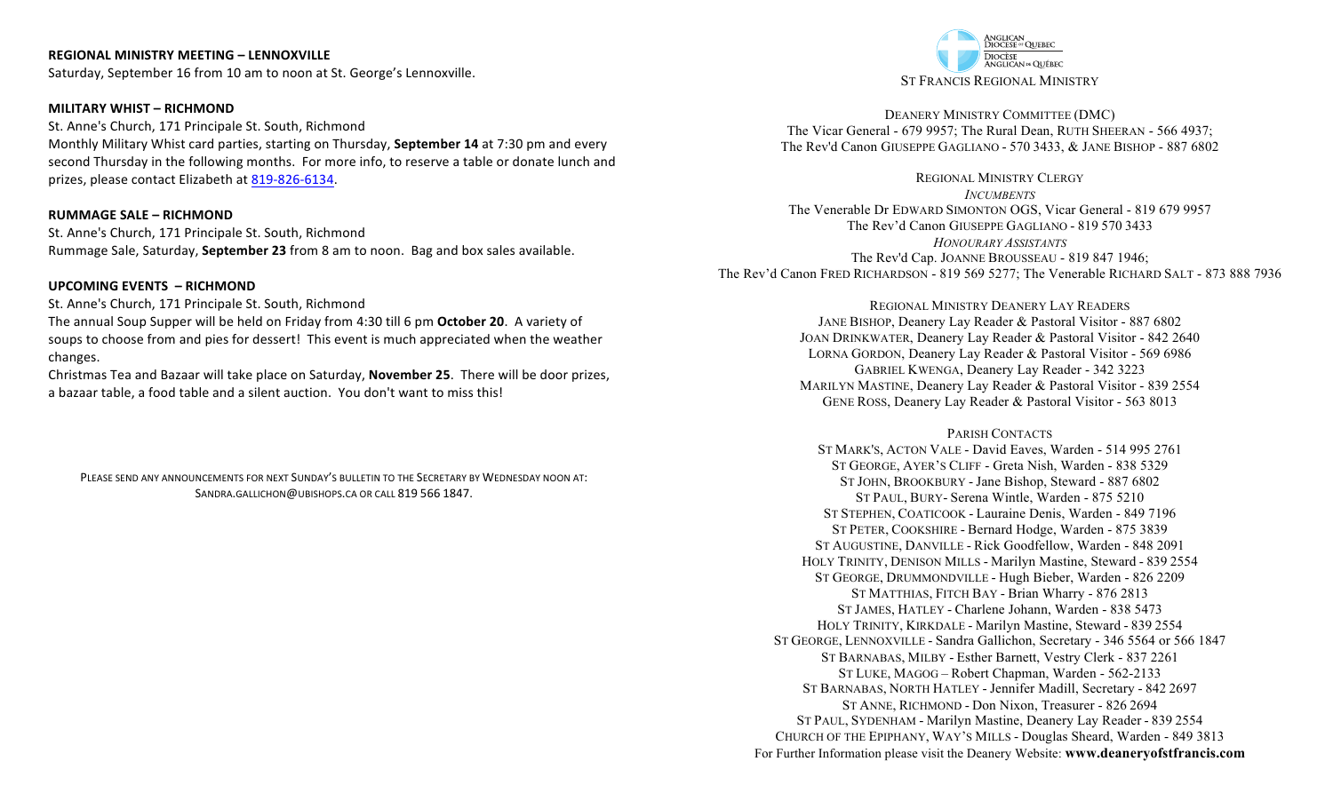**REGIONAL MINISTRY MEETING – LENNOXVILLE**
Saturday, September 16 from 10 am to noon at St. George's Lennoxville.

**MILITARY WHIST – RICHMOND**
St. Anne's Church, 171 Principale St. South, Richmond
Monthly Military Whist card parties, starting on Thursday, **September 14** at 7:30 pm and every second Thursday in the following months. For more info, to reserve a table or donate lunch and prizes, please contact Elizabeth at 819-826-6134.

**RUMMAGE SALE – RICHMOND**
St. Anne's Church, 171 Principale St. South, Richmond
Rummage Sale, Saturday, **September 23** from 8 am to noon. Bag and box sales available.

**UPCOMING EVENTS – RICHMOND**
St. Anne's Church, 171 Principale St. South, Richmond
The annual Soup Supper will be held on Friday from 4:30 till 6 pm **October 20**. A variety of soups to choose from and pies for dessert! This event is much appreciated when the weather changes.
Christmas Tea and Bazaar will take place on Saturday, **November 25**. There will be door prizes, a bazaar table, a food table and a silent auction. You don't want to miss this!

PLEASE SEND ANY ANNOUNCEMENTS FOR NEXT SUNDAY'S BULLETIN TO THE SECRETARY BY WEDNESDAY NOON AT: SANDRA.GALLICHON@UBISHOPS.CA OR CALL 819 566 1847.

ANGLICAN DIOCESE OF QUEBEC
DIOCÈSE ANGLICAN DE QUÉBEC

ST FRANCIS REGIONAL MINISTRY

DEANERY MINISTRY COMMITTEE (DMC)
The Vicar General - 679 9957; The Rural Dean, RUTH SHEERAN - 566 4937;
The Rev'd Canon GIUSEPPE GAGLIANO - 570 3433, & JANE BISHOP - 887 6802

REGIONAL MINISTRY CLERGY

*INCUMBENTS*
The Venerable Dr EDWARD SIMONTON OGS, Vicar General - 819 679 9957
The Rev'd Canon GIUSEPPE GAGLIANO - 819 570 3433

*HONOURARY ASSISTANTS*
The Rev'd Cap. JOANNE BROUSSEAU - 819 847 1946;
The Rev'd Canon FRED RICHARDSON - 819 569 5277; The Venerable RICHARD SALT - 873 888 7936

REGIONAL MINISTRY DEANERY LAY READERS
JANE BISHOP, Deanery Lay Reader & Pastoral Visitor - 887 6802
JOAN DRINKWATER, Deanery Lay Reader & Pastoral Visitor - 842 2640
LORNA GORDON, Deanery Lay Reader & Pastoral Visitor - 569 6986
GABRIEL KWENGA, Deanery Lay Reader - 342 3223
MARILYN MASTINE, Deanery Lay Reader & Pastoral Visitor - 839 2554
GENE ROSS, Deanery Lay Reader & Pastoral Visitor - 563 8013

PARISH CONTACTS
ST MARK'S, ACTON VALE - David Eaves, Warden - 514 995 2761
ST GEORGE, AYER'S CLIFF - Greta Nish, Warden - 838 5329
ST JOHN, BROOKBURY - Jane Bishop, Steward - 887 6802
ST PAUL, BURY- Serena Wintle, Warden - 875 5210
ST STEPHEN, COATICOOK - Lauraine Denis, Warden - 849 7196
ST PETER, COOKSHIRE - Bernard Hodge, Warden - 875 3839
ST AUGUSTINE, DANVILLE - Rick Goodfellow, Warden - 848 2091
HOLY TRINITY, DENISON MILLS - Marilyn Mastine, Steward - 839 2554
ST GEORGE, DRUMMONDVILLE - Hugh Bieber, Warden - 826 2209
ST MATTHIAS, FITCH BAY - Brian Wharry - 876 2813
ST JAMES, HATLEY - Charlene Johann, Warden - 838 5473
HOLY TRINITY, KIRKDALE - Marilyn Mastine, Steward - 839 2554
ST GEORGE, LENNOXVILLE - Sandra Gallichon, Secretary - 346 5564 or 566 1847
ST BARNABAS, MILBY - Esther Barnett, Vestry Clerk - 837 2261
ST LUKE, MAGOG – Robert Chapman, Warden - 562-2133
ST BARNABAS, NORTH HATLEY - Jennifer Madill, Secretary - 842 2697
ST ANNE, RICHMOND - Don Nixon, Treasurer - 826 2694
ST PAUL, SYDENHAM - Marilyn Mastine, Deanery Lay Reader - 839 2554
CHURCH OF THE EPIPHANY, WAY'S MILLS - Douglas Sheard, Warden - 849 3813
For Further Information please visit the Deanery Website: **www.deaneryofstfrancis.com**